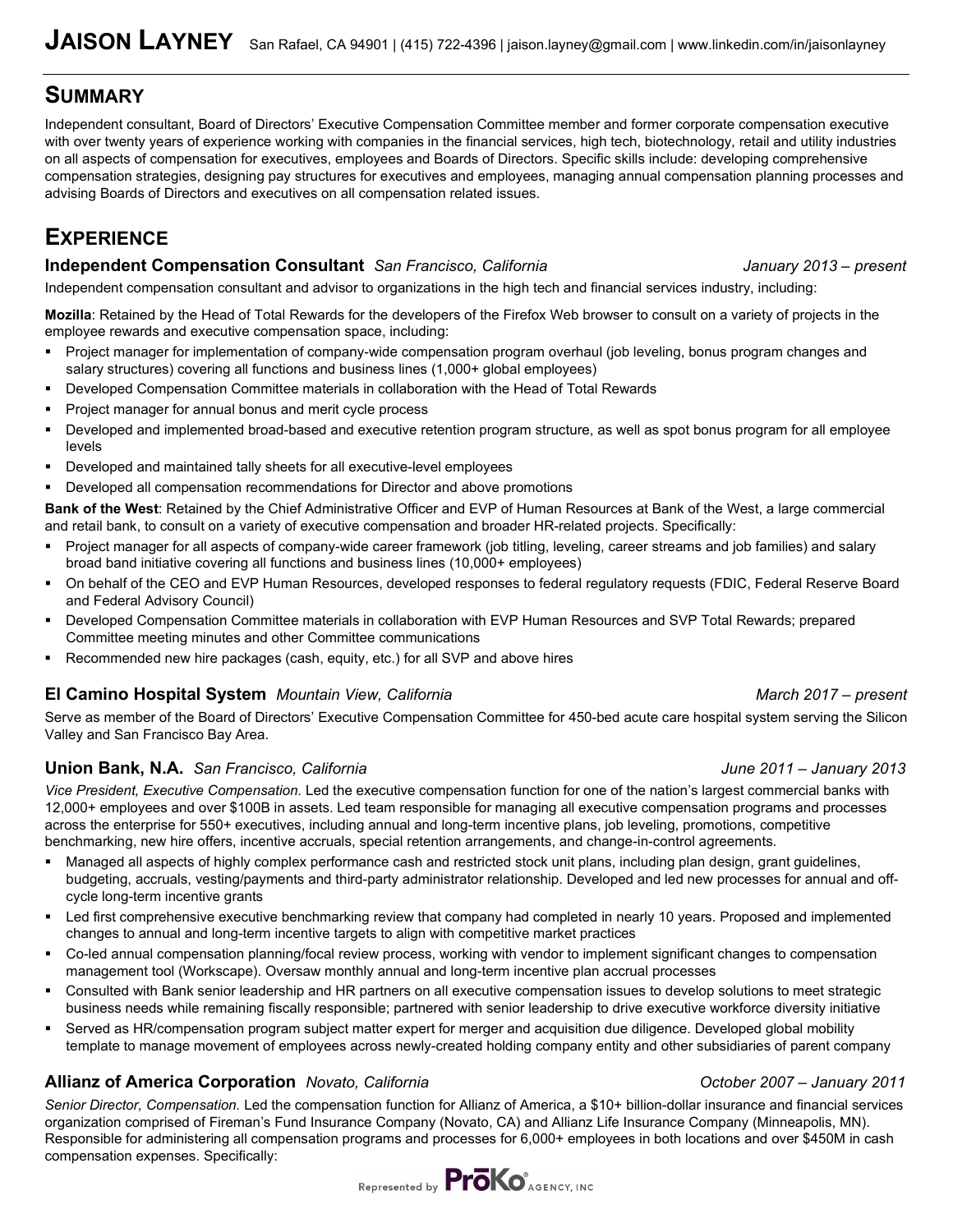# JAISON LAYNEY

San Rafael, CA 94901 | (415) 722-4396 | jaison.layney@gmail.com | www.linkedin.com/in/jaisonlayney

## SUMMARY

Independent consultant, Board of Directors' Executive Compensation Committee member and former corporate compensation executive with over twenty years of experience working with companies in the financial services, high tech, biotechnology, retail and utility industries on all aspects of compensation for executives, employees and Boards of Directors. Specific skills include: developing comprehensive compensation strategies, designing pay structures for executives and employees, managing annual compensation planning processes and advising Boards of Directors and executives on all compensation related issues.

## EXPERIENCE

### Independent Compensation Consultant *San Francisco, California* *January 2013 – present*

Independent compensation consultant and advisor to organizations in the high tech and financial services industry, including:

**Mozilla**: Retained by the Head of Total Rewards for the developers of the Firefox Web browser to consult on a variety of projects in the employee rewards and executive compensation space, including:

- Project manager for implementation of company-wide compensation program overhaul (job leveling, bonus program changes and salary structures) covering all functions and business lines (1,000+ global employees)
- Developed Compensation Committee materials in collaboration with the Head of Total Rewards
- Project manager for annual bonus and merit cycle process
- Developed and implemented broad-based and executive retention program structure, as well as spot bonus program for all employee levels
- Developed and maintained tally sheets for all executive-level employees
- Developed all compensation recommendations for Director and above promotions

**Bank of the West**: Retained by the Chief Administrative Officer and EVP of Human Resources at Bank of the West, a large commercial and retail bank, to consult on a variety of executive compensation and broader HR-related projects. Specifically:

- Project manager for all aspects of company-wide career framework (job titling, leveling, career streams and job families) and salary broad band initiative covering all functions and business lines (10,000+ employees)
- On behalf of the CEO and EVP Human Resources, developed responses to federal regulatory requests (FDIC, Federal Reserve Board and Federal Advisory Council)
- Developed Compensation Committee materials in collaboration with EVP Human Resources and SVP Total Rewards; prepared Committee meeting minutes and other Committee communications
- Recommended new hire packages (cash, equity, etc.) for all SVP and above hires

### El Camino Hospital System *Mountain View, California* *March 2017 – present*

Serve as member of the Board of Directors' Executive Compensation Committee for 450-bed acute care hospital system serving the Silicon Valley and San Francisco Bay Area.

### Union Bank, N.A. *San Francisco, California* *June 2011 – January 2013*

*Vice President, Executive Compensation.* Led the executive compensation function for one of the nation's largest commercial banks with 12,000+ employees and over $100B in assets. Led team responsible for managing all executive compensation programs and processes across the enterprise for 550+ executives, including annual and long-term incentive plans, job leveling, promotions, competitive benchmarking, new hire offers, incentive accruals, special retention arrangements, and change-in-control agreements.

- Managed all aspects of highly complex performance cash and restricted stock unit plans, including plan design, grant guidelines, budgeting, accruals, vesting/payments and third-party administrator relationship. Developed and led new processes for annual and off-cycle long-term incentive grants
- Led first comprehensive executive benchmarking review that company had completed in nearly 10 years. Proposed and implemented changes to annual and long-term incentive targets to align with competitive market practices
- Co-led annual compensation planning/focal review process, working with vendor to implement significant changes to compensation management tool (Workscape). Oversaw monthly annual and long-term incentive plan accrual processes
- Consulted with Bank senior leadership and HR partners on all executive compensation issues to develop solutions to meet strategic business needs while remaining fiscally responsible; partnered with senior leadership to drive executive workforce diversity initiative
- Served as HR/compensation program subject matter expert for merger and acquisition due diligence. Developed global mobility template to manage movement of employees across newly-created holding company entity and other subsidiaries of parent company

### Allianz of America Corporation *Novato, California* *October 2007 – January 2011*

*Senior Director, Compensation.* Led the compensation function for Allianz of America, a $10+ billion-dollar insurance and financial services organization comprised of Fireman's Fund Insurance Company (Novato, CA) and Allianz Life Insurance Company (Minneapolis, MN). Responsible for administering all compensation programs and processes for 6,000+ employees in both locations and over $450M in cash compensation expenses. Specifically:

Represented by PrōKo® AGENCY, INC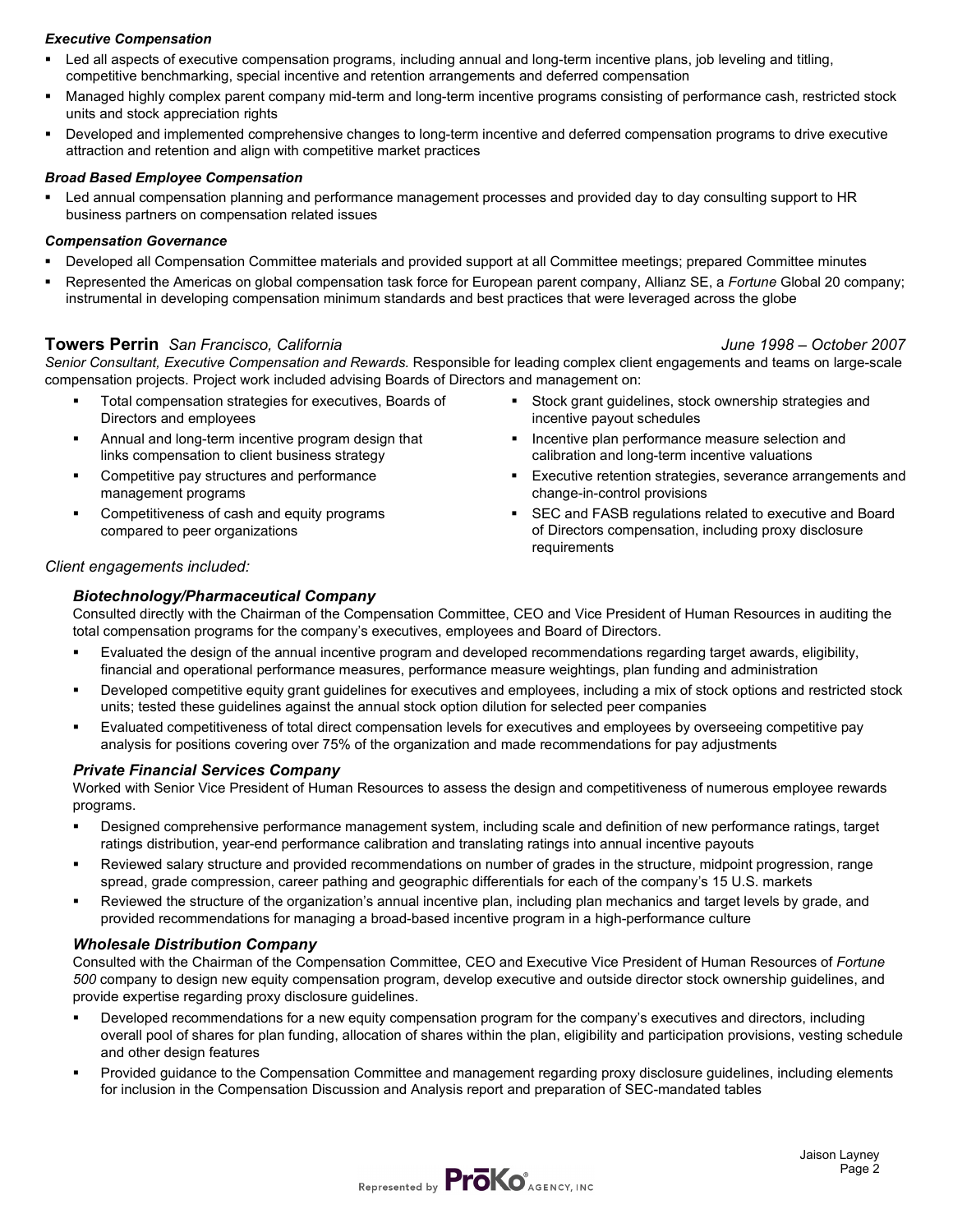***Executive Compensation***

- Led all aspects of executive compensation programs, including annual and long-term incentive plans, job leveling and titling, competitive benchmarking, special incentive and retention arrangements and deferred compensation
- Managed highly complex parent company mid-term and long-term incentive programs consisting of performance cash, restricted stock units and stock appreciation rights
- Developed and implemented comprehensive changes to long-term incentive and deferred compensation programs to drive executive attraction and retention and align with competitive market practices

***Broad Based Employee Compensation***

- Led annual compensation planning and performance management processes and provided day to day consulting support to HR business partners on compensation related issues

***Compensation Governance***

- Developed all Compensation Committee materials and provided support at all Committee meetings; prepared Committee minutes
- Represented the Americas on global compensation task force for European parent company, Allianz SE, a *Fortune* Global 20 company; instrumental in developing compensation minimum standards and best practices that were leveraged across the globe

## **Towers Perrin** *San Francisco, California* *June 1998 – October 2007*

*Senior Consultant, Executive Compensation and Rewards.* Responsible for leading complex client engagements and teams on large-scale compensation projects. Project work included advising Boards of Directors and management on:

- Total compensation strategies for executives, Boards of Directors and employees
- Annual and long-term incentive program design that links compensation to client business strategy
- Competitive pay structures and performance management programs
- Competitiveness of cash and equity programs compared to peer organizations
- Stock grant guidelines, stock ownership strategies and incentive payout schedules
- Incentive plan performance measure selection and calibration and long-term incentive valuations
- Executive retention strategies, severance arrangements and change-in-control provisions
- SEC and FASB regulations related to executive and Board of Directors compensation, including proxy disclosure requirements

*Client engagements included:*

### ***Biotechnology/Pharmaceutical Company***

Consulted directly with the Chairman of the Compensation Committee, CEO and Vice President of Human Resources in auditing the total compensation programs for the company's executives, employees and Board of Directors.

- Evaluated the design of the annual incentive program and developed recommendations regarding target awards, eligibility, financial and operational performance measures, performance measure weightings, plan funding and administration
- Developed competitive equity grant guidelines for executives and employees, including a mix of stock options and restricted stock units; tested these guidelines against the annual stock option dilution for selected peer companies
- Evaluated competitiveness of total direct compensation levels for executives and employees by overseeing competitive pay analysis for positions covering over 75% of the organization and made recommendations for pay adjustments

### ***Private Financial Services Company***

Worked with Senior Vice President of Human Resources to assess the design and competitiveness of numerous employee rewards programs.

- Designed comprehensive performance management system, including scale and definition of new performance ratings, target ratings distribution, year-end performance calibration and translating ratings into annual incentive payouts
- Reviewed salary structure and provided recommendations on number of grades in the structure, midpoint progression, range spread, grade compression, career pathing and geographic differentials for each of the company's 15 U.S. markets
- Reviewed the structure of the organization's annual incentive plan, including plan mechanics and target levels by grade, and provided recommendations for managing a broad-based incentive program in a high-performance culture

### ***Wholesale Distribution Company***

Consulted with the Chairman of the Compensation Committee, CEO and Executive Vice President of Human Resources of *Fortune 500* company to design new equity compensation program, develop executive and outside director stock ownership guidelines, and provide expertise regarding proxy disclosure guidelines.

- Developed recommendations for a new equity compensation program for the company's executives and directors, including overall pool of shares for plan funding, allocation of shares within the plan, eligibility and participation provisions, vesting schedule and other design features
- Provided guidance to the Compensation Committee and management regarding proxy disclosure guidelines, including elements for inclusion in the Compensation Discussion and Analysis report and preparation of SEC-mandated tables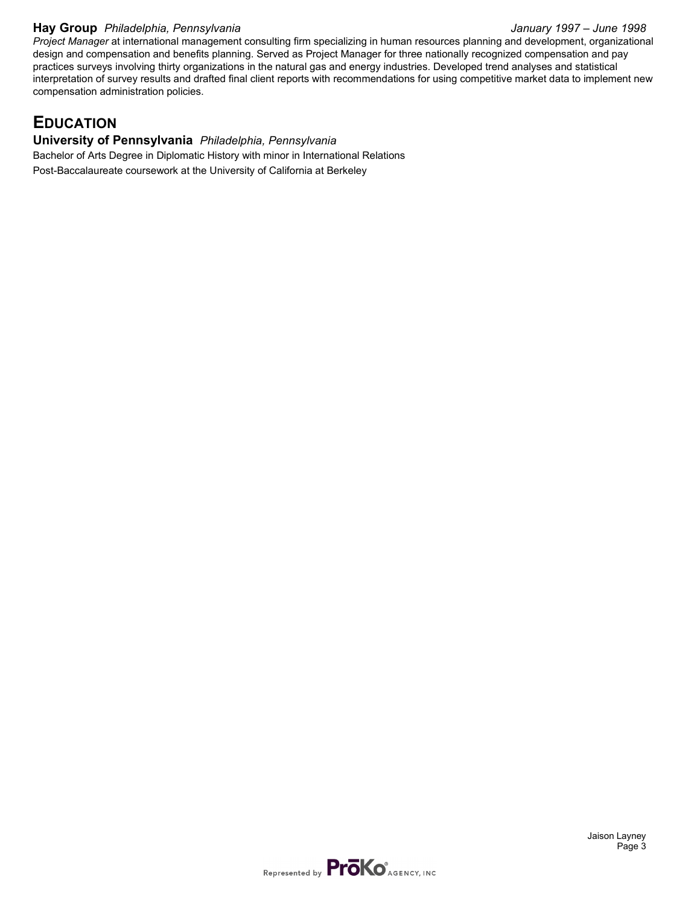**Hay Group** *Philadelphia, Pennsylvania* *January 1997 – June 1998*

*Project Manager* at international management consulting firm specializing in human resources planning and development, organizational design and compensation and benefits planning. Served as Project Manager for three nationally recognized compensation and pay practices surveys involving thirty organizations in the natural gas and energy industries. Developed trend analyses and statistical interpretation of survey results and drafted final client reports with recommendations for using competitive market data to implement new compensation administration policies.

## EDUCATION

**University of Pennsylvania** *Philadelphia, Pennsylvania*

Bachelor of Arts Degree in Diplomatic History with minor in International Relations

Post-Baccalaureate coursework at the University of California at Berkeley